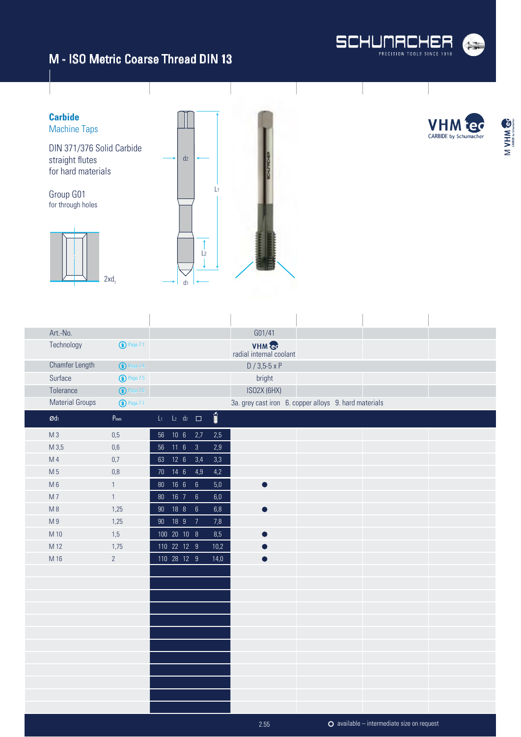# M - ISO Metric Coarse Thread DIN 13

## Carbide
Machine Taps

DIN 371/376 Solid Carbide
straight flutes
for hard materials

Group G01
for through holes

2xd1

VHMtec CARBIDE by Schumacher

| Art.-No. | | | | | | | | G01/41 |
|---|---|---|---|---|---|---|---|---|
| Technology | Page 7.1 | | | | | | | VHMtec radial internal coolant |
| Chamfer Length | Page 7.4 | | | | | | | D / 3,5-5 x P |
| Surface | Page 7.5 | | | | | | | bright |
| Tolerance | Page 7.6 | | | | | | | ISO2X (6HX) |
| Material Groups | Page 7.7 | | | | | | | 3a. grey cast iron 6. copper alloys 9. hard materials |
| Ød1 | Pmm | L1 | L2 | d2 | □ | Drill | | |
| M 3 | 0,5 | 56 | 10 | 6 | 2,7 | 2,5 | | |
| M 3,5 | 0,6 | 56 | 11 | 6 | 3 | 2,9 | | |
| M 4 | 0,7 | 63 | 12 | 6 | 3,4 | 3,3 | | |
| M 5 | 0,8 | 70 | 14 | 6 | 4,9 | 4,2 | | |
| M 6 | 1 | 80 | 16 | 6 | 6 | 5,0 | | ● |
| M 7 | 1 | 80 | 16 | 7 | 6 | 6,0 | | |
| M 8 | 1,25 | 90 | 18 | 8 | 6 | 6,8 | | ● |
| M 9 | 1,25 | 90 | 18 | 9 | 7 | 7,8 | | |
| M 10 | 1,5 | 100 | 20 | 10 | 8 | 8,5 | | ● |
| M 12 | 1,75 | 110 | 22 | 12 | 9 | 10,2 | | ● |
| M 16 | 2 | 110 | 28 | 12 | 9 | 14,0 | | ● |

○ available – intermediate size on request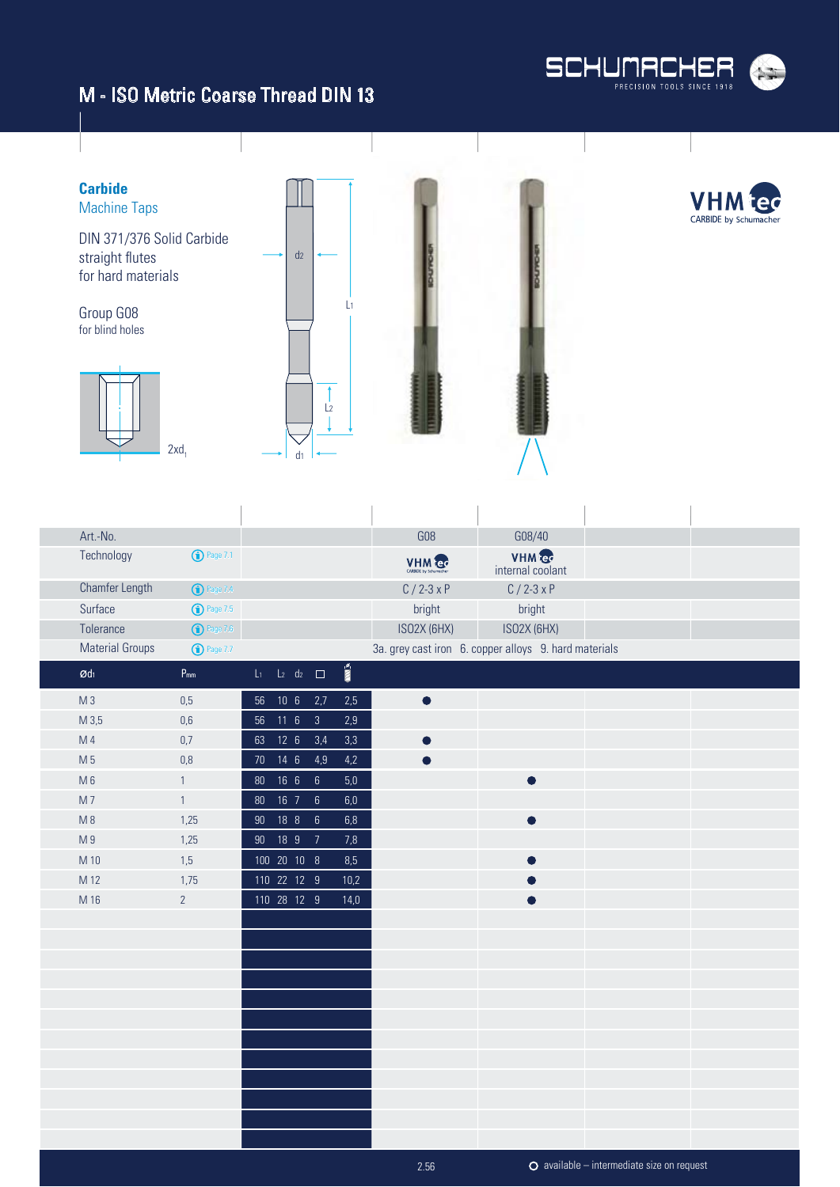# M - ISO Metric Coarse Thread DIN 13

**Carbide**
Machine Taps

DIN 371/376 Solid Carbide
straight flutes
for hard materials

Group G08
for blind holes

2xd1

| Art.-No. | | | | | | | | G08 | G08/40 |
|---|---|---|---|---|---|---|---|---|---|
| Technology | | Page 7.1 | | | | | | VHM tec | VHM tec internal coolant |
| Chamfer Length | | Page 7.4 | | | | | | C / 2-3 x P | C / 2-3 x P |
| Surface | | Page 7.5 | | | | | | bright | bright |
| Tolerance | | Page 7.6 | | | | | | ISO2X (6HX) | ISO2X (6HX) |
| Material Groups | | Page 7.7 | | | | | | 3a. grey cast iron 6. copper alloys 9. hard materials | |
| **Ød1** | **Pmm** | | **L1** | **L2** | **d2** | **□** | **Drill** | | |
| M 3 | 0,5 | | 56 | 10 | 6 | 2,7 | 2,5 | ● | |
| M 3,5 | 0,6 | | 56 | 11 | 6 | 3 | 2,9 | | |
| M 4 | 0,7 | | 63 | 12 | 6 | 3,4 | 3,3 | ● | |
| M 5 | 0,8 | | 70 | 14 | 6 | 4,9 | 4,2 | ● | |
| M 6 | 1 | | 80 | 16 | 6 | 6 | 5,0 | | ● |
| M 7 | 1 | | 80 | 16 | 7 | 6 | 6,0 | | |
| M 8 | 1,25 | | 90 | 18 | 8 | 6 | 6,8 | | ● |
| M 9 | 1,25 | | 90 | 18 | 9 | 7 | 7,8 | | |
| M 10 | 1,5 | | 100 | 20 | 10 | 8 | 8,5 | | ● |
| M 12 | 1,75 | | 110 | 22 | 12 | 9 | 10,2 | | ● |
| M 16 | 2 | | 110 | 28 | 12 | 9 | 14,0 | | ● |

○ available – intermediate size on request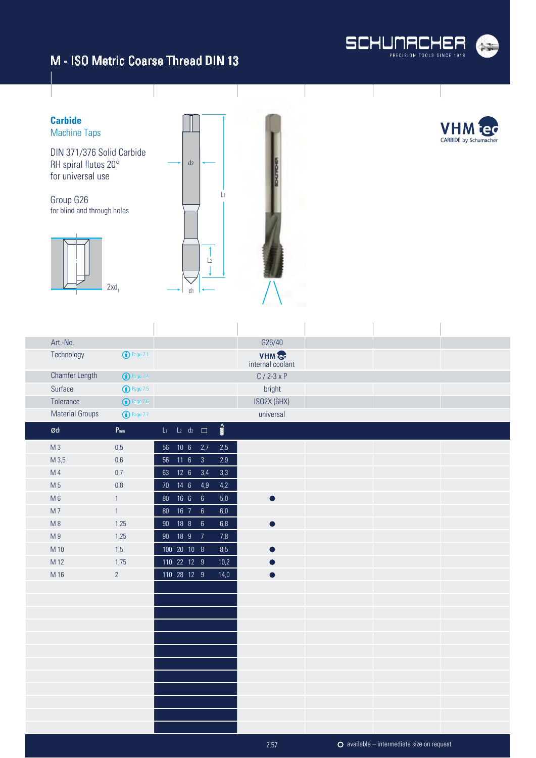# M - ISO Metric Coarse Thread DIN 13

**Carbide**
Machine Taps

DIN 371/376 Solid Carbide
RH spiral flutes 20°
for universal use

Group G26
for blind and through holes

2xd1

VHM tec
CARBIDE by Schumacher

| Art.-No. | | | G26/40 |
|---|---|---|---|
| Technology | Page 7.1 | | VHM tec internal coolant |
| Chamfer Length | Page 7.4 | | C / 2-3 x P |
| Surface | Page 7.5 | | bright |
| Tolerance | Page 7.6 | | ISO2X (6HX) |
| Material Groups | Page 7.7 | | universal |

| Ød1 | P mm | L1 | L2 | d2 | □ | Drill | G26/40 |
|---|---|---|---|---|---|---|---|
| M 3 | 0,5 | 56 | 10 | 6 | 2,7 | 2,5 | |
| M 3,5 | 0,6 | 56 | 11 | 6 | 3 | 2,9 | |
| M 4 | 0,7 | 63 | 12 | 6 | 3,4 | 3,3 | |
| M 5 | 0,8 | 70 | 14 | 6 | 4,9 | 4,2 | |
| M 6 | 1 | 80 | 16 | 6 | 6 | 5,0 | ● |
| M 7 | 1 | 80 | 16 | 7 | 6 | 6,0 | |
| M 8 | 1,25 | 90 | 18 | 8 | 6 | 6,8 | ● |
| M 9 | 1,25 | 90 | 18 | 9 | 7 | 7,8 | |
| M 10 | 1,5 | 100 | 20 | 10 | 8 | 8,5 | ● |
| M 12 | 1,75 | 110 | 22 | 12 | 9 | 10,2 | ● |
| M 16 | 2 | 110 | 28 | 12 | 9 | 14,0 | ● |

○ available – intermediate size on request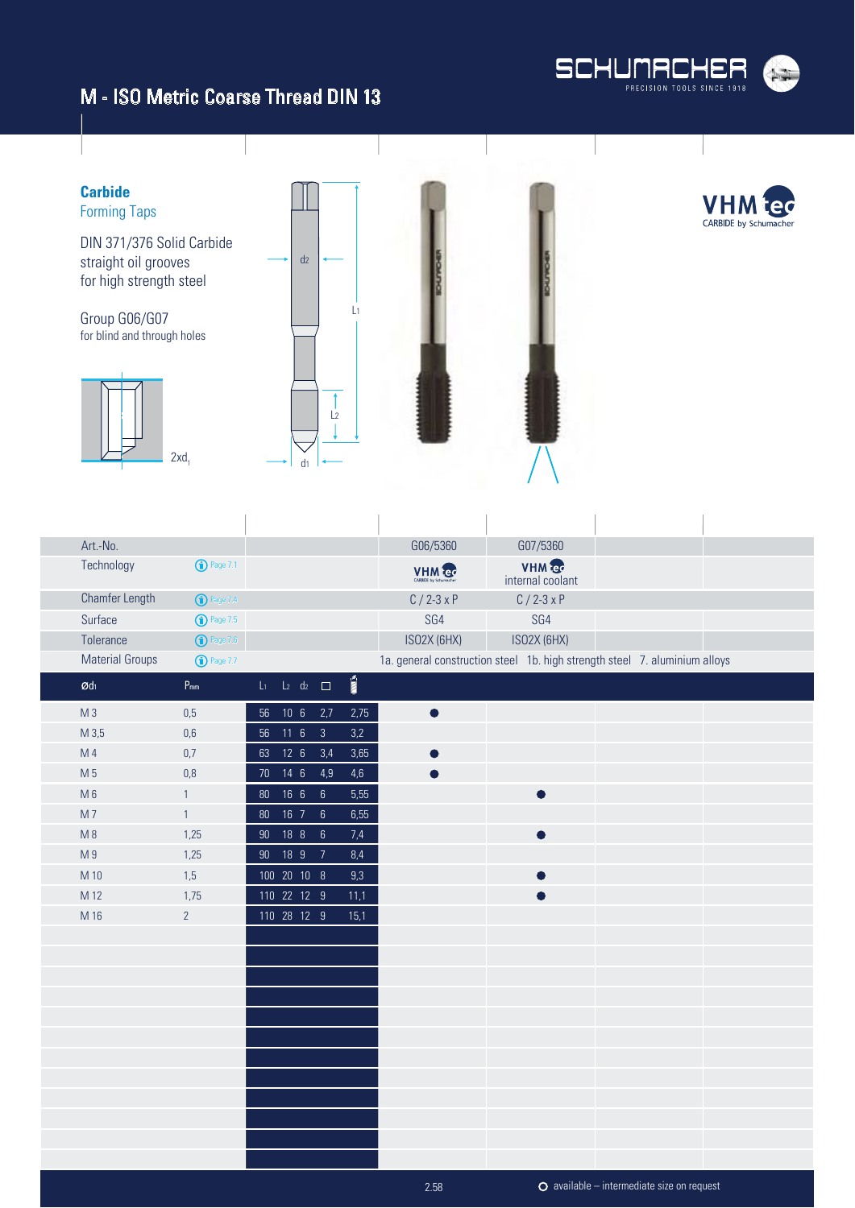# M - ISO Metric Coarse Thread DIN 13

**Carbide**
Forming Taps

DIN 371/376 Solid Carbide
straight oil grooves
for high strength steel

Group G06/G07
for blind and through holes

2xd1

VHMtec CARBIDE by Schumacher

| Art.-No. | | | G06/5360 | G07/5360 |
|---|---|---|---|---|
| Technology | Page 7.1 | | VHMtec | VHMtec internal coolant |
| Chamfer Length | Page 7.4 | | C / 2-3 x P | C / 2-3 x P |
| Surface | Page 7.5 | | SG4 | SG4 |
| Tolerance | Page 7.6 | | ISO2X (6HX) | ISO2X (6HX) |
| Material Groups | Page 7.7 | | 1a. general construction steel 1b. high strength steel 7. aluminium alloys | |

| Ød1 | Pmm | L1 | L2 | d2 | □ | Drill | G06/5360 | G07/5360 |
|---|---|---|---|---|---|---|---|---|
| M 3 | 0,5 | 56 | 10 | 6 | 2,7 | 2,75 | ● | |
| M 3,5 | 0,6 | 56 | 11 | 6 | 3 | 3,2 | | |
| M 4 | 0,7 | 63 | 12 | 6 | 3,4 | 3,65 | ● | |
| M 5 | 0,8 | 70 | 14 | 6 | 4,9 | 4,6 | ● | |
| M 6 | 1 | 80 | 16 | 6 | 6 | 5,55 | | ● |
| M 7 | 1 | 80 | 16 | 7 | 6 | 6,55 | | |
| M 8 | 1,25 | 90 | 18 | 8 | 6 | 7,4 | | ● |
| M 9 | 1,25 | 90 | 18 | 9 | 7 | 8,4 | | |
| M 10 | 1,5 | 100 | 20 | 10 | 8 | 9,3 | | ● |
| M 12 | 1,75 | 110 | 22 | 12 | 9 | 11,1 | | ● |
| M 16 | 2 | 110 | 28 | 12 | 9 | 15,1 | | |

○ available – intermediate size on request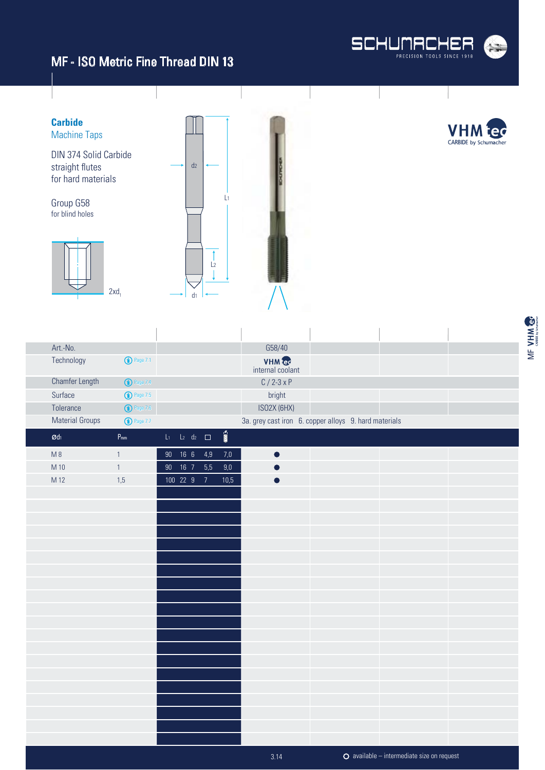# MF - ISO Metric Fine Thread DIN 13

**Carbide**
Machine Taps

DIN 374 Solid Carbide
straight flutes
for hard materials

Group G58
for blind holes

2xd1

d2

L1

L2

d1

VHMtec CARBIDE by Schumacher

| | | | |
|---|---|---|---|
| Art.-No. | | | G58/40 |
| Technology | Page 7.1 | | VHMtec internal coolant |
| Chamfer Length | Page 7.4 | | C / 2-3 x P |
| Surface | Page 7.5 | | bright |
| Tolerance | Page 7.6 | | ISO2X (6HX) |
| Material Groups | Page 7.7 | | 3a. grey cast iron 6. copper alloys 9. hard materials |

| ød1 | Pmm | L1 | L2 | d2 | □ | (drill) | G58/40 |
|---|---|---|---|---|---|---|---|
| M 8 | 1 | 90 | 16 | 6 | 4,9 | 7,0 | ● |
| M 10 | 1 | 90 | 16 | 7 | 5,5 | 9,0 | ● |
| M 12 | 1,5 | 100 | 22 | 9 | 7 | 10,5 | ● |

○ available – intermediate size on request